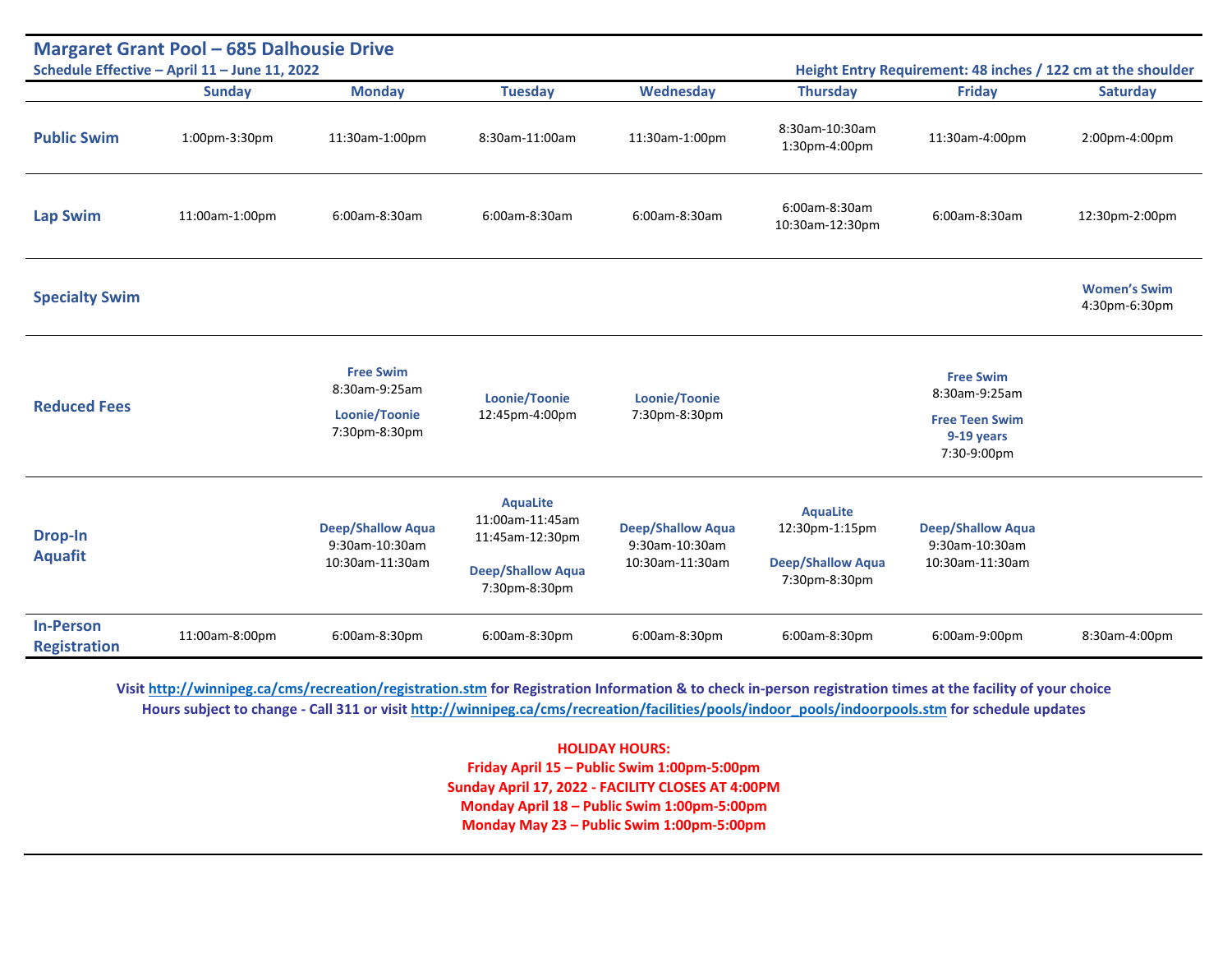# Margaret Grant Pool – 685 Dalhousie Drive

**Schedule Effective – April 11 – June 11, 2022**

**Height Entry Requirement: 48 inches / 122 cm at the shoulder**

| | Sunday | Monday | Tuesday | Wednesday | Thursday | Friday | Saturday |
|---|---|---|---|---|---|---|---|
| **Public Swim** | 1:00pm-3:30pm | 11:30am-1:00pm | 8:30am-11:00am | 11:30am-1:00pm | 8:30am-10:30am<br>1:30pm-4:00pm | 11:30am-4:00pm | 2:00pm-4:00pm |
| **Lap Swim** | 11:00am-1:00pm | 6:00am-8:30am | 6:00am-8:30am | 6:00am-8:30am | 6:00am-8:30am<br>10:30am-12:30pm | 6:00am-8:30am | 12:30pm-2:00pm |
| **Specialty Swim** | | | | | | | **Women's Swim**<br>4:30pm-6:30pm |
| **Reduced Fees** | | **Free Swim**<br>8:30am-9:25am<br>**Loonie/Toonie**<br>7:30pm-8:30pm | **Loonie/Toonie**<br>12:45pm-4:00pm | **Loonie/Toonie**<br>7:30pm-8:30pm | | **Free Swim**<br>8:30am-9:25am<br>**Free Teen Swim 9-19 years**<br>7:30-9:00pm | |
| **Drop-In Aquafit** | | **Deep/Shallow Aqua**<br>9:30am-10:30am<br>10:30am-11:30am | **AquaLite**<br>11:00am-11:45am<br>11:45am-12:30pm<br>**Deep/Shallow Aqua**<br>7:30pm-8:30pm | **Deep/Shallow Aqua**<br>9:30am-10:30am<br>10:30am-11:30am | **AquaLite**<br>12:30pm-1:15pm<br>**Deep/Shallow Aqua**<br>7:30pm-8:30pm | **Deep/Shallow Aqua**<br>9:30am-10:30am<br>10:30am-11:30am | |
| **In-Person Registration** | 11:00am-8:00pm | 6:00am-8:30pm | 6:00am-8:30pm | 6:00am-8:30pm | 6:00am-8:30pm | 6:00am-9:00pm | 8:30am-4:00pm |

**Visit http://winnipeg.ca/cms/recreation/registration.stm for Registration Information & to check in-person registration times at the facility of your choice**
**Hours subject to change - Call 311 or visit http://winnipeg.ca/cms/recreation/facilities/pools/indoor_pools/indoorpools.stm for schedule updates**

**HOLIDAY HOURS:**
**Friday April 15 – Public Swim 1:00pm-5:00pm**
**Sunday April 17, 2022 - FACILITY CLOSES AT 4:00PM**
**Monday April 18 – Public Swim 1:00pm-5:00pm**
**Monday May 23 – Public Swim 1:00pm-5:00pm**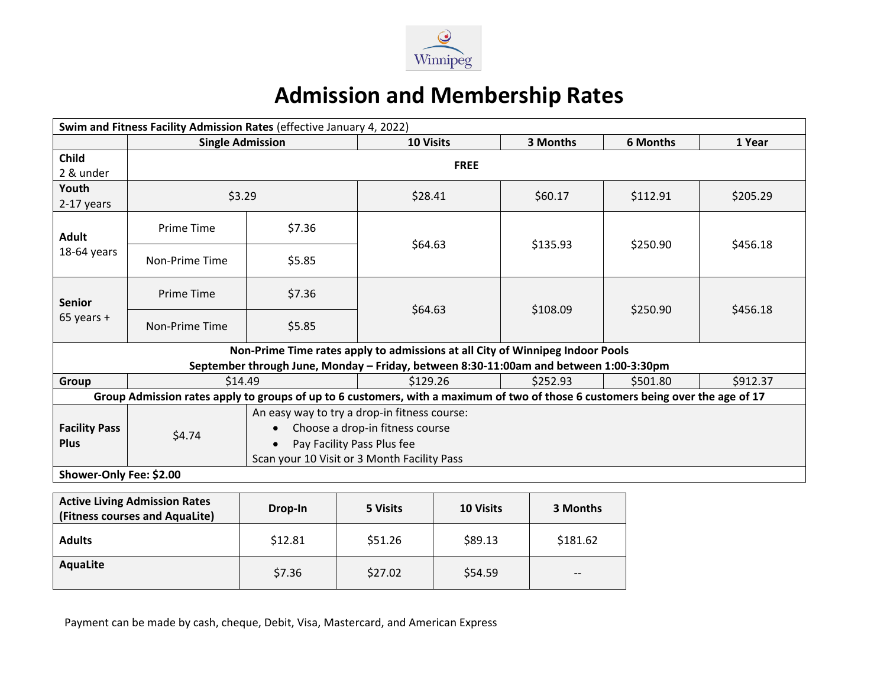# Admission and Membership Rates

| **Swim and Fitness Facility Admission Rates** (effective January 4, 2022) | | | | | | |
|---|---|---|---|---|---|---|
| | **Single Admission** | | **10 Visits** | **3 Months** | **6 Months** | **1 Year** |
| **Child** 2 & under | **FREE** | | | | | |
| **Youth** 2-17 years | $3.29 | | $28.41 | $60.17 | $112.91 | $205.29 |
| **Adult** 18-64 years | Prime Time | $7.36 | $64.63 | $135.93 | $250.90 | $456.18 |
| | Non-Prime Time | $5.85 | | | | |
| **Senior** 65 years + | Prime Time | $7.36 | $64.63 | $108.09 | $250.90 | $456.18 |
| | Non-Prime Time | $5.85 | | | | |
| **Non-Prime Time rates apply to admissions at all City of Winnipeg Indoor Pools September through June, Monday – Friday, between 8:30-11:00am and between 1:00-3:30pm** | | | | | | |
| **Group** | $14.49 | | $129.26 | $252.93 | $501.80 | $912.37 |
| **Group Admission rates apply to groups of up to 6 customers, with a maximum of two of those 6 customers being over the age of 17** | | | | | | |
| **Facility Pass Plus** | $4.74 | An easy way to try a drop-in fitness course: • Choose a drop-in fitness course • Pay Facility Pass Plus fee Scan your 10 Visit or 3 Month Facility Pass | | | | |
| **Shower-Only Fee: $2.00** | | | | | | |

| **Active Living Admission Rates (Fitness courses and AquaLite)** | **Drop-In** | **5 Visits** | **10 Visits** | **3 Months** |
|---|---|---|---|---|
| **Adults** | $12.81 | $51.26 | $89.13 | $181.62 |
| **AquaLite** | $7.36 | $27.02 | $54.59 | -- |

Payment can be made by cash, cheque, Debit, Visa, Mastercard, and American Express